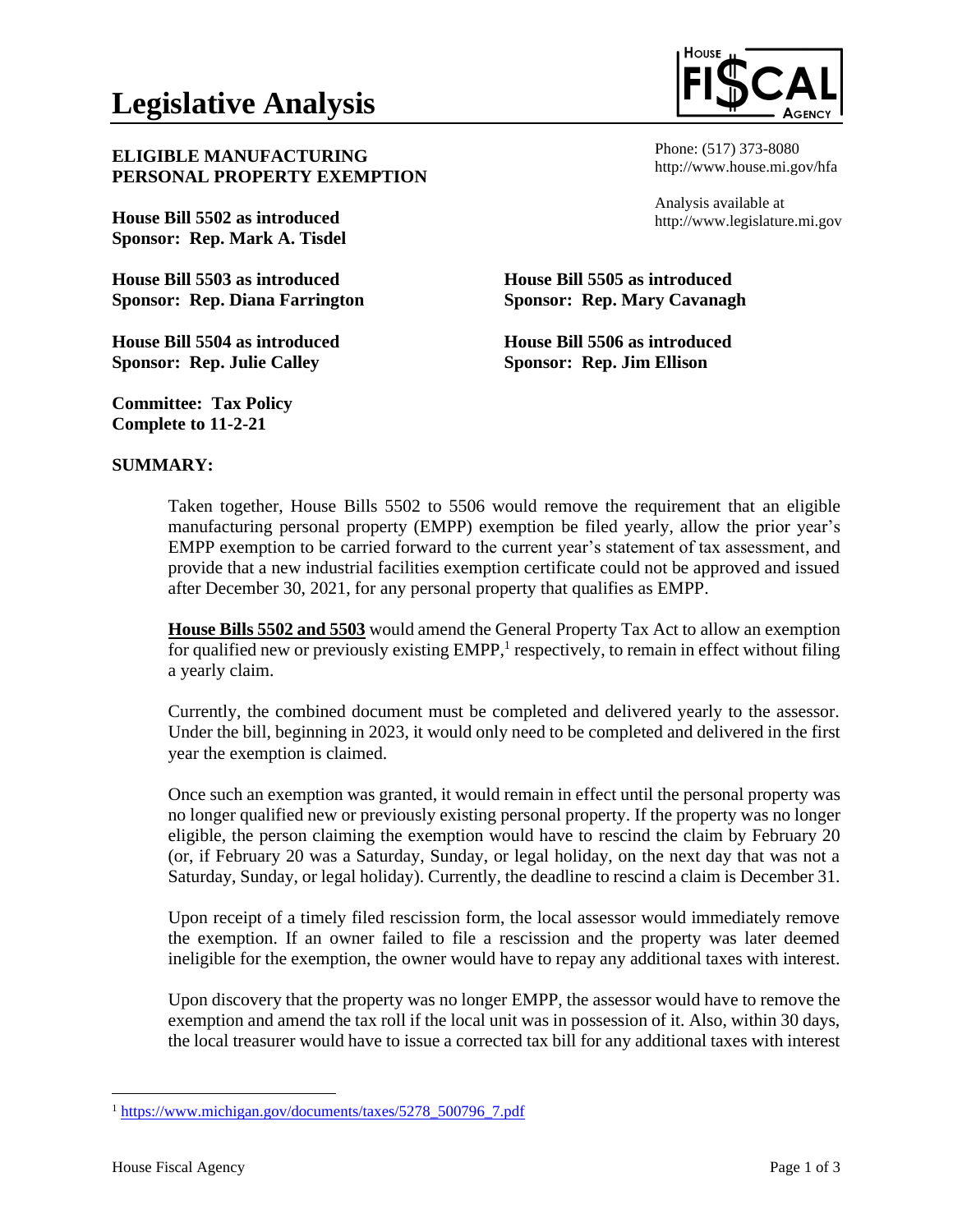# Legislative Analysis

**ELIGIBLE MANUFACTURING PERSONAL PROPERTY EXEMPTION**

Phone: (517) 373-8080
http://www.house.mi.gov/hfa

Analysis available at
http://www.legislature.mi.gov

**House Bill 5502 as introduced**
**Sponsor: Rep. Mark A. Tisdel**

**House Bill 5503 as introduced**
**Sponsor: Rep. Diana Farrington**

**House Bill 5504 as introduced**
**Sponsor: Rep. Julie Calley**

**House Bill 5505 as introduced**
**Sponsor: Rep. Mary Cavanagh**

**House Bill 5506 as introduced**
**Sponsor: Rep. Jim Ellison**

**Committee: Tax Policy**
**Complete to 11-2-21**

## SUMMARY:

Taken together, House Bills 5502 to 5506 would remove the requirement that an eligible manufacturing personal property (EMPP) exemption be filed yearly, allow the prior year's EMPP exemption to be carried forward to the current year's statement of tax assessment, and provide that a new industrial facilities exemption certificate could not be approved and issued after December 30, 2021, for any personal property that qualifies as EMPP.

**House Bills 5502 and 5503** would amend the General Property Tax Act to allow an exemption for qualified new or previously existing EMPP,[1] respectively, to remain in effect without filing a yearly claim.

Currently, the combined document must be completed and delivered yearly to the assessor. Under the bill, beginning in 2023, it would only need to be completed and delivered in the first year the exemption is claimed.

Once such an exemption was granted, it would remain in effect until the personal property was no longer qualified new or previously existing personal property. If the property was no longer eligible, the person claiming the exemption would have to rescind the claim by February 20 (or, if February 20 was a Saturday, Sunday, or legal holiday, on the next day that was not a Saturday, Sunday, or legal holiday). Currently, the deadline to rescind a claim is December 31.

Upon receipt of a timely filed rescission form, the local assessor would immediately remove the exemption. If an owner failed to file a rescission and the property was later deemed ineligible for the exemption, the owner would have to repay any additional taxes with interest.

Upon discovery that the property was no longer EMPP, the assessor would have to remove the exemption and amend the tax roll if the local unit was in possession of it. Also, within 30 days, the local treasurer would have to issue a corrected tax bill for any additional taxes with interest

[1] https://www.michigan.gov/documents/taxes/5278_500796_7.pdf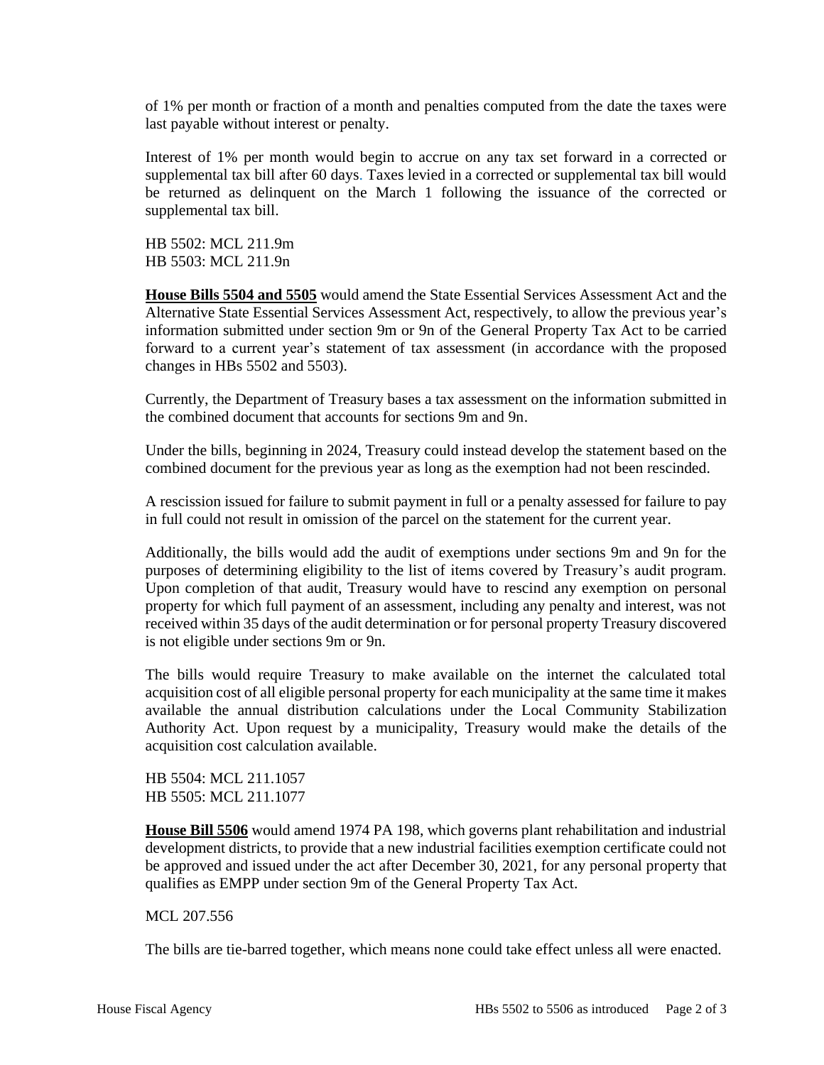of 1% per month or fraction of a month and penalties computed from the date the taxes were last payable without interest or penalty.

Interest of 1% per month would begin to accrue on any tax set forward in a corrected or supplemental tax bill after 60 days. Taxes levied in a corrected or supplemental tax bill would be returned as delinquent on the March 1 following the issuance of the corrected or supplemental tax bill.

HB 5502: MCL 211.9m
HB 5503: MCL 211.9n

**House Bills 5504 and 5505** would amend the State Essential Services Assessment Act and the Alternative State Essential Services Assessment Act, respectively, to allow the previous year's information submitted under section 9m or 9n of the General Property Tax Act to be carried forward to a current year's statement of tax assessment (in accordance with the proposed changes in HBs 5502 and 5503).

Currently, the Department of Treasury bases a tax assessment on the information submitted in the combined document that accounts for sections 9m and 9n.

Under the bills, beginning in 2024, Treasury could instead develop the statement based on the combined document for the previous year as long as the exemption had not been rescinded.

A rescission issued for failure to submit payment in full or a penalty assessed for failure to pay in full could not result in omission of the parcel on the statement for the current year.

Additionally, the bills would add the audit of exemptions under sections 9m and 9n for the purposes of determining eligibility to the list of items covered by Treasury's audit program. Upon completion of that audit, Treasury would have to rescind any exemption on personal property for which full payment of an assessment, including any penalty and interest, was not received within 35 days of the audit determination or for personal property Treasury discovered is not eligible under sections 9m or 9n.

The bills would require Treasury to make available on the internet the calculated total acquisition cost of all eligible personal property for each municipality at the same time it makes available the annual distribution calculations under the Local Community Stabilization Authority Act. Upon request by a municipality, Treasury would make the details of the acquisition cost calculation available.

HB 5504: MCL 211.1057
HB 5505: MCL 211.1077

**House Bill 5506** would amend 1974 PA 198, which governs plant rehabilitation and industrial development districts, to provide that a new industrial facilities exemption certificate could not be approved and issued under the act after December 30, 2021, for any personal property that qualifies as EMPP under section 9m of the General Property Tax Act.

MCL 207.556

The bills are tie-barred together, which means none could take effect unless all were enacted.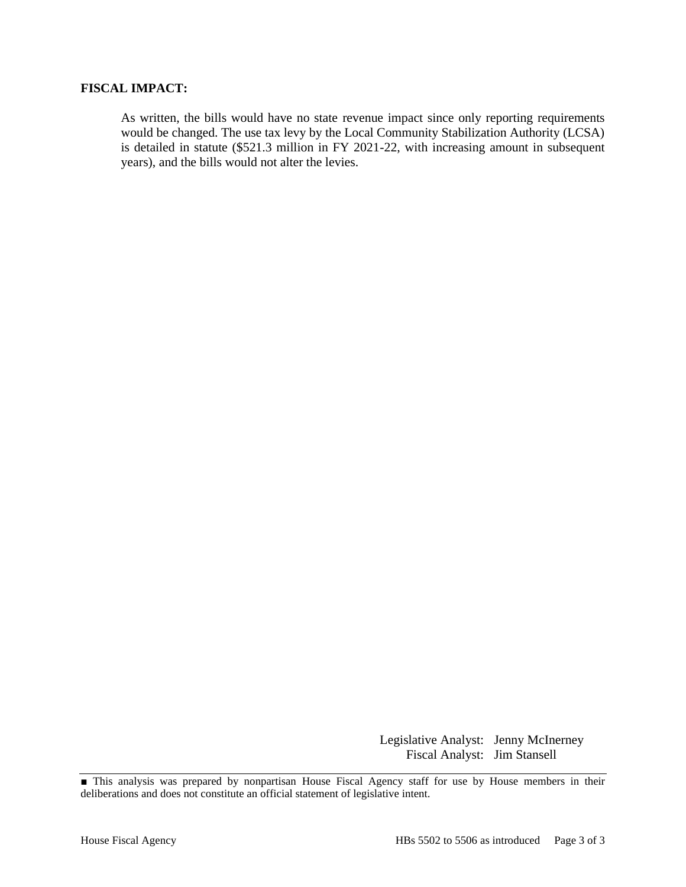**FISCAL IMPACT:**

As written, the bills would have no state revenue impact since only reporting requirements would be changed. The use tax levy by the Local Community Stabilization Authority (LCSA) is detailed in statute ($521.3 million in FY 2021-22, with increasing amount in subsequent years), and the bills would not alter the levies.

Legislative Analyst: Jenny McInerney
Fiscal Analyst: Jim Stansell

■ This analysis was prepared by nonpartisan House Fiscal Agency staff for use by House members in their deliberations and does not constitute an official statement of legislative intent.